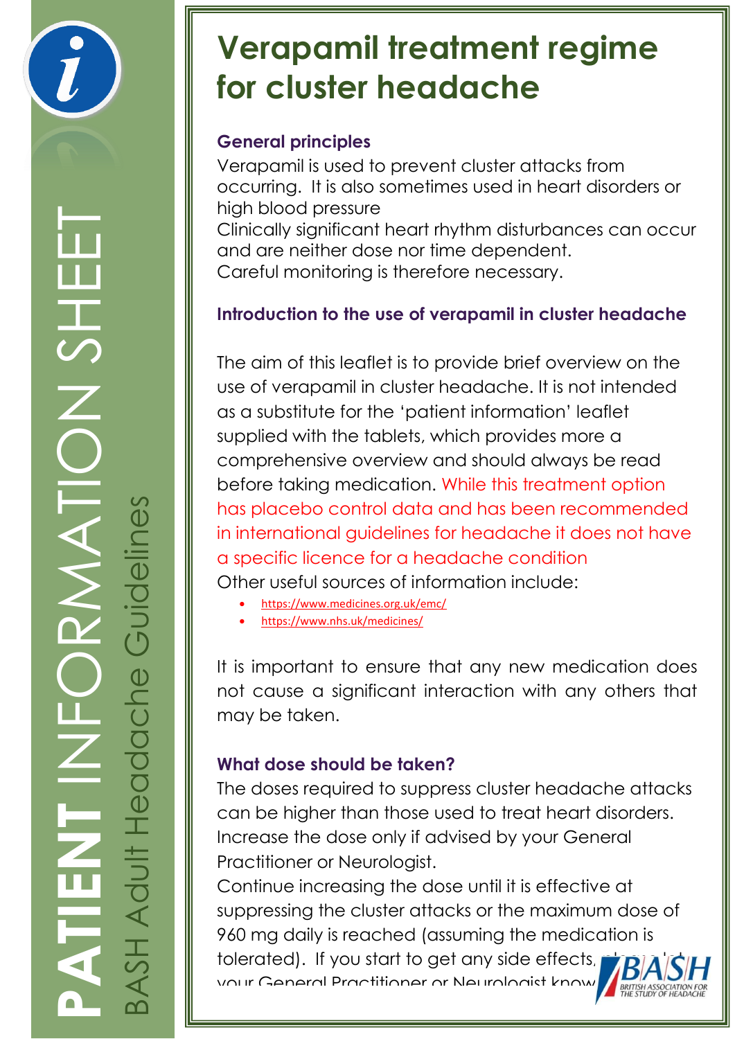# Verapamil treatment regime for cluster headache

### General principles

Verapamil is used to prevent cluster attacks from occurring. It is also sometimes used in heart disorders or high blood pressure

Clinically significant heart rhythm disturbances can occur and are neither dose nor time dependent.

Careful monitoring is therefore necessary.

### Introduction to the use of verapamil in cluster headache

The aim of this leaflet is to provide brief overview on the use of verapamil in cluster headache. It is not intended as a substitute for the 'patient information' leaflet supplied with the tablets, which provides more a comprehensive overview and should always be read before taking medication. While this treatment option has placebo control data and has been recommended in international guidelines for headache it does not have a specific licence for a headache condition

Other useful sources of information include:

- https://www.medicines.org.uk/emc/
- https://www.nhs.uk/medicines/

It is important to ensure that any new medication does not cause a significant interaction with any others that may be taken.

### What dose should be taken?

The doses required to suppress cluster headache attacks can be higher than those used to treat heart disorders. Increase the dose only if advised by your General Practitioner or Neurologist.

Continue increasing the dose until it is effective at suppressing the cluster attacks or the maximum dose of 960 mg daily is reached (assuming the medication is tolerated). If you start to get any side effects, please let your General Practitioner or Neurologist know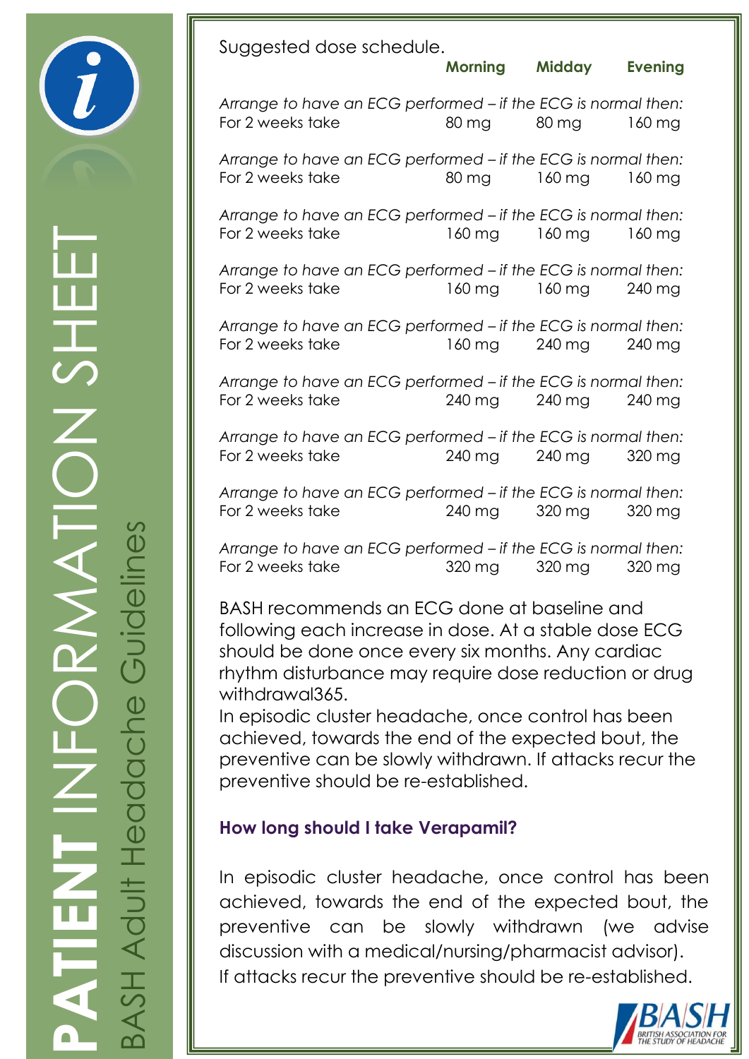Suggested dose schedule.

| | Morning | Midday | Evening |
|---|---|---|---|
| *Arrange to have an ECG performed – if the ECG is normal then:* | | | |
| For 2 weeks take | 80 mg | 80 mg | 160 mg |
| *Arrange to have an ECG performed – if the ECG is normal then:* | | | |
| For 2 weeks take | 80 mg | 160 mg | 160 mg |
| *Arrange to have an ECG performed – if the ECG is normal then:* | | | |
| For 2 weeks take | 160 mg | 160 mg | 160 mg |
| *Arrange to have an ECG performed – if the ECG is normal then:* | | | |
| For 2 weeks take | 160 mg | 160 mg | 240 mg |
| *Arrange to have an ECG performed – if the ECG is normal then:* | | | |
| For 2 weeks take | 160 mg | 240 mg | 240 mg |
| *Arrange to have an ECG performed – if the ECG is normal then:* | | | |
| For 2 weeks take | 240 mg | 240 mg | 240 mg |
| *Arrange to have an ECG performed – if the ECG is normal then:* | | | |
| For 2 weeks take | 240 mg | 240 mg | 320 mg |
| *Arrange to have an ECG performed – if the ECG is normal then:* | | | |
| For 2 weeks take | 240 mg | 320 mg | 320 mg |
| *Arrange to have an ECG performed – if the ECG is normal then:* | | | |
| For 2 weeks take | 320 mg | 320 mg | 320 mg |

BASH recommends an ECG done at baseline and following each increase in dose. At a stable dose ECG should be done once every six months. Any cardiac rhythm disturbance may require dose reduction or drug withdrawal365.

In episodic cluster headache, once control has been achieved, towards the end of the expected bout, the preventive can be slowly withdrawn. If attacks recur the preventive should be re-established.

## How long should I take Verapamil?

In episodic cluster headache, once control has been achieved, towards the end of the expected bout, the preventive can be slowly withdrawn (we advise discussion with a medical/nursing/pharmacist advisor). If attacks recur the preventive should be re-established.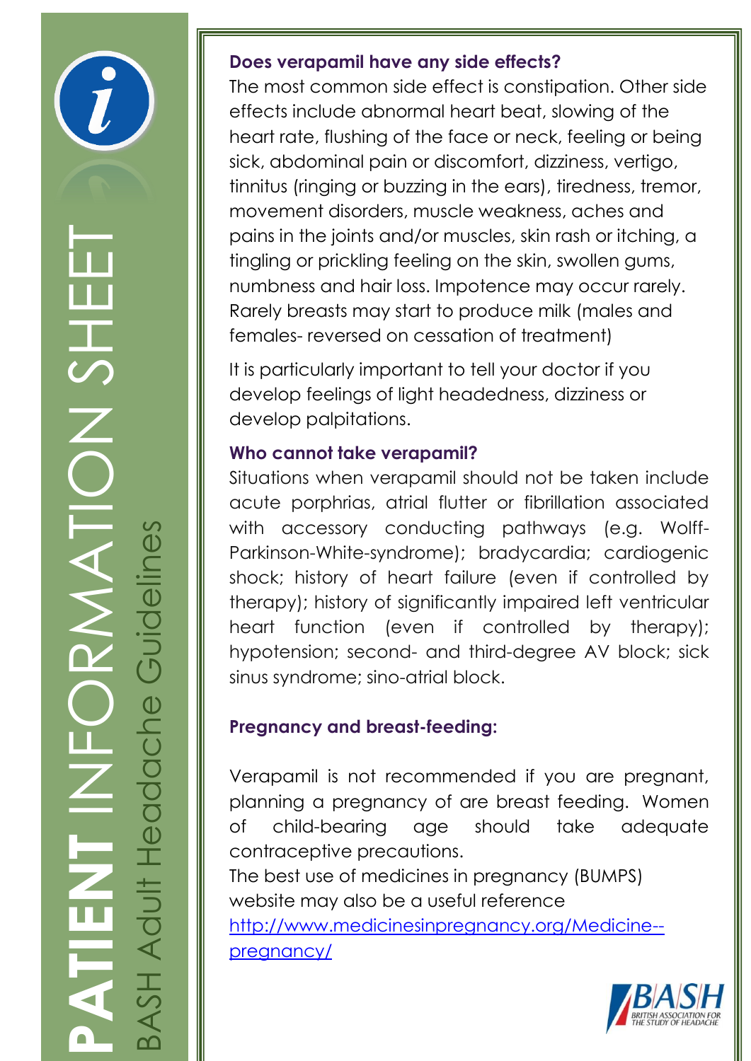### Does verapamil have any side effects?

The most common side effect is constipation. Other side effects include abnormal heart beat, slowing of the heart rate, flushing of the face or neck, feeling or being sick, abdominal pain or discomfort, dizziness, vertigo, tinnitus (ringing or buzzing in the ears), tiredness, tremor, movement disorders, muscle weakness, aches and pains in the joints and/or muscles, skin rash or itching, a tingling or prickling feeling on the skin, swollen gums, numbness and hair loss. Impotence may occur rarely. Rarely breasts may start to produce milk (males and females- reversed on cessation of treatment)

It is particularly important to tell your doctor if you develop feelings of light headedness, dizziness or develop palpitations.

### Who cannot take verapamil?

Situations when verapamil should not be taken include acute porphrias, atrial flutter or fibrillation associated with accessory conducting pathways (e.g. Wolff-Parkinson-White-syndrome); bradycardia; cardiogenic shock; history of heart failure (even if controlled by therapy); history of significantly impaired left ventricular heart function (even if controlled by therapy); hypotension; second- and third-degree AV block; sick sinus syndrome; sino-atrial block.

### Pregnancy and breast-feeding:

Verapamil is not recommended if you are pregnant, planning a pregnancy of are breast feeding. Women of child-bearing age should take adequate contraceptive precautions.

The best use of medicines in pregnancy (BUMPS) website may also be a useful reference [http://www.medicinesinpregnancy.org/Medicine--pregnancy/](http://www.medicinesinpregnancy.org/Medicine--pregnancy/)